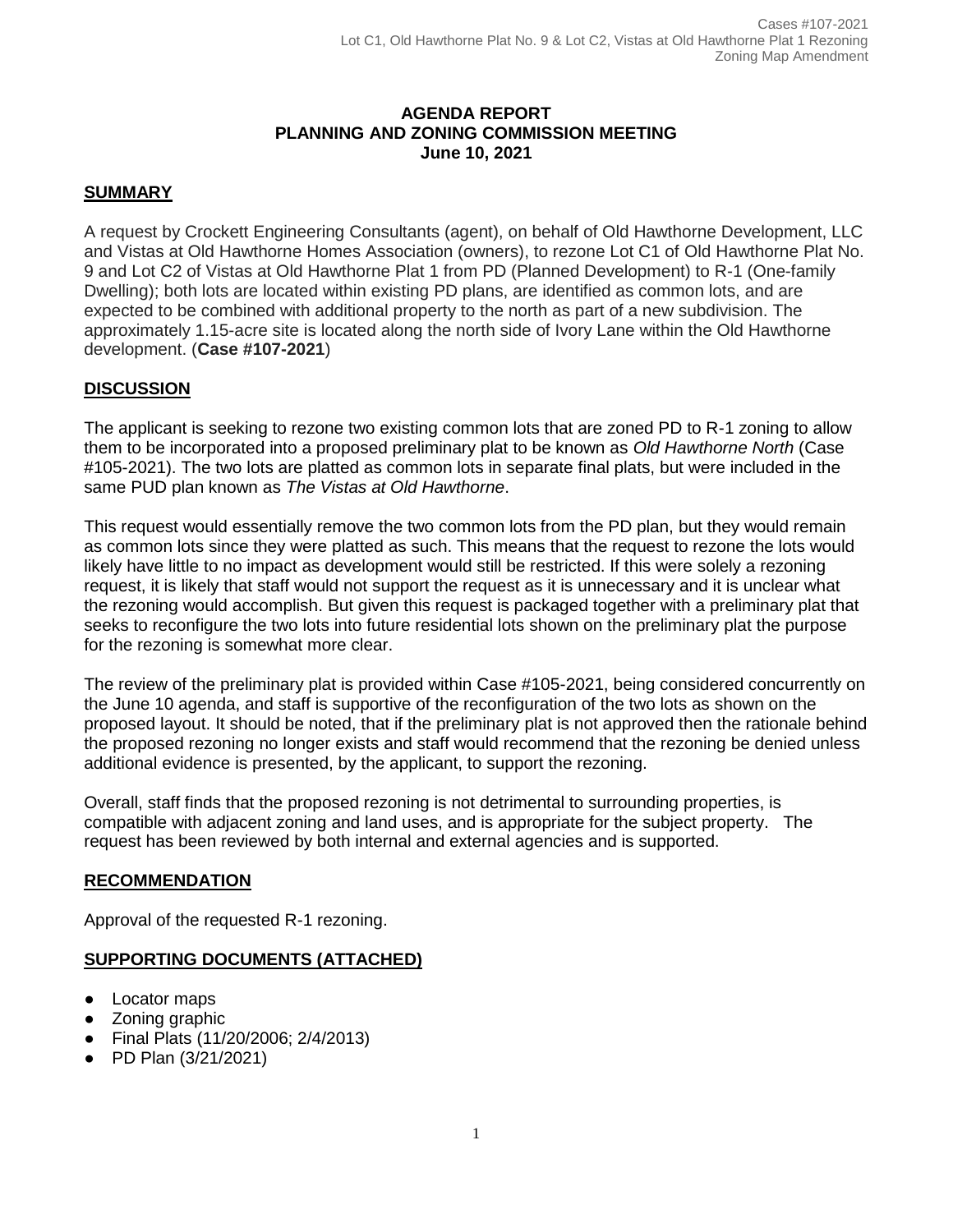# AGENDA REPORT
## PLANNING AND ZONING COMMISSION MEETING
### June 10, 2021

## SUMMARY

A request by Crockett Engineering Consultants (agent), on behalf of Old Hawthorne Development, LLC and Vistas at Old Hawthorne Homes Association (owners), to rezone Lot C1 of Old Hawthorne Plat No. 9 and Lot C2 of Vistas at Old Hawthorne Plat 1 from PD (Planned Development) to R-1 (One-family Dwelling); both lots are located within existing PD plans, are identified as common lots, and are expected to be combined with additional property to the north as part of a new subdivision. The approximately 1.15-acre site is located along the north side of Ivory Lane within the Old Hawthorne development. (**Case #107-2021**)

## DISCUSSION

The applicant is seeking to rezone two existing common lots that are zoned PD to R-1 zoning to allow them to be incorporated into a proposed preliminary plat to be known as *Old Hawthorne North* (Case #105-2021). The two lots are platted as common lots in separate final plats, but were included in the same PUD plan known as *The Vistas at Old Hawthorne*.

This request would essentially remove the two common lots from the PD plan, but they would remain as common lots since they were platted as such. This means that the request to rezone the lots would likely have little to no impact as development would still be restricted. If this were solely a rezoning request, it is likely that staff would not support the request as it is unnecessary and it is unclear what the rezoning would accomplish. But given this request is packaged together with a preliminary plat that seeks to reconfigure the two lots into future residential lots shown on the preliminary plat the purpose for the rezoning is somewhat more clear.

The review of the preliminary plat is provided within Case #105-2021, being considered concurrently on the June 10 agenda, and staff is supportive of the reconfiguration of the two lots as shown on the proposed layout. It should be noted, that if the preliminary plat is not approved then the rationale behind the proposed rezoning no longer exists and staff would recommend that the rezoning be denied unless additional evidence is presented, by the applicant, to support the rezoning.

Overall, staff finds that the proposed rezoning is not detrimental to surrounding properties, is compatible with adjacent zoning and land uses, and is appropriate for the subject property. The request has been reviewed by both internal and external agencies and is supported.

## RECOMMENDATION

Approval of the requested R-1 rezoning.

## SUPPORTING DOCUMENTS (ATTACHED)

- Locator maps
- Zoning graphic
- Final Plats (11/20/2006; 2/4/2013)
- PD Plan (3/21/2021)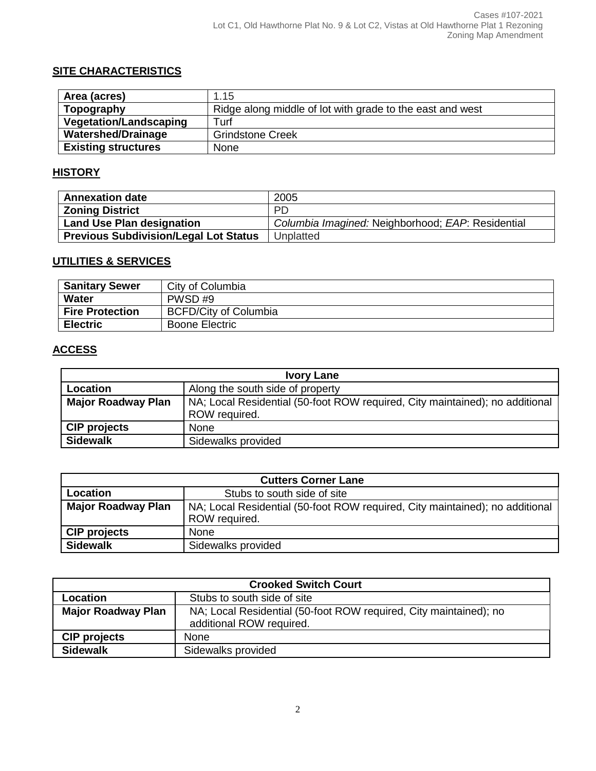## SITE CHARACTERISTICS

| | |
|---|---|
| **Area (acres)** | 1.15 |
| **Topography** | Ridge along middle of lot with grade to the east and west |
| **Vegetation/Landscaping** | Turf |
| **Watershed/Drainage** | Grindstone Creek |
| **Existing structures** | None |

## HISTORY

| | |
|---|---|
| **Annexation date** | 2005 |
| **Zoning District** | PD |
| **Land Use Plan designation** | *Columbia Imagined:* Neighborhood; *EAP*: Residential |
| **Previous Subdivision/Legal Lot Status** | Unplatted |

## UTILITIES & SERVICES

| | |
|---|---|
| **Sanitary Sewer** | City of Columbia |
| **Water** | PWSD #9 |
| **Fire Protection** | BCFD/City of Columbia |
| **Electric** | Boone Electric |

## ACCESS

| **Ivory Lane** | |
|---|---|
| **Location** | Along the south side of property |
| **Major Roadway Plan** | NA; Local Residential (50-foot ROW required, City maintained); no additional ROW required. |
| **CIP projects** | None |
| **Sidewalk** | Sidewalks provided |

| **Cutters Corner Lane** | |
|---|---|
| **Location** | Stubs to south side of site |
| **Major Roadway Plan** | NA; Local Residential (50-foot ROW required, City maintained); no additional ROW required. |
| **CIP projects** | None |
| **Sidewalk** | Sidewalks provided |

| **Crooked Switch Court** | |
|---|---|
| **Location** | Stubs to south side of site |
| **Major Roadway Plan** | NA; Local Residential (50-foot ROW required, City maintained); no additional ROW required. |
| **CIP projects** | None |
| **Sidewalk** | Sidewalks provided |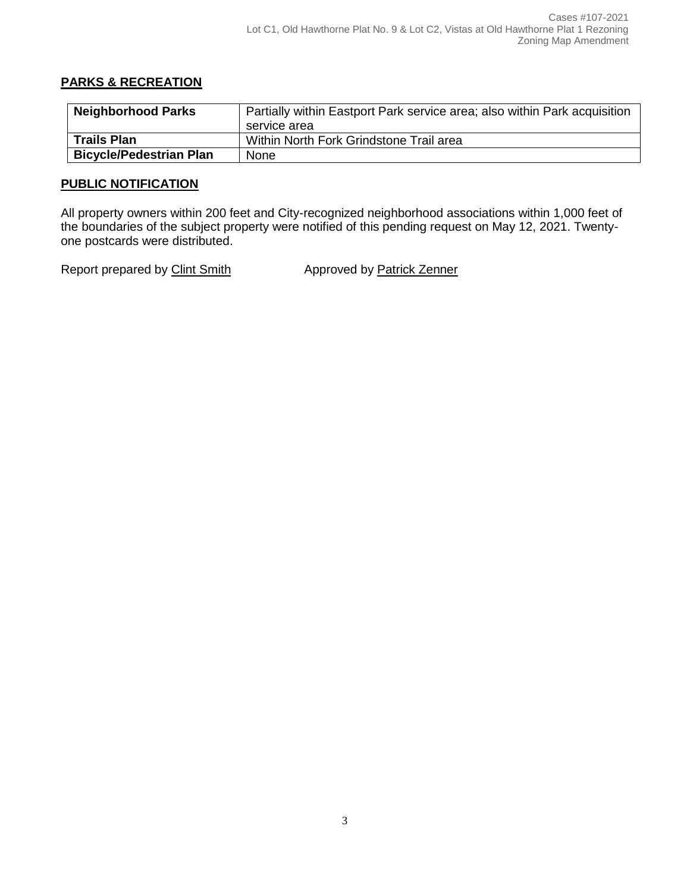## PARKS & RECREATION

| | |
|---|---|
| **Neighborhood Parks** | Partially within Eastport Park service area; also within Park acquisition service area |
| **Trails Plan** | Within North Fork Grindstone Trail area |
| **Bicycle/Pedestrian Plan** | None |

## PUBLIC NOTIFICATION

All property owners within 200 feet and City-recognized neighborhood associations within 1,000 feet of the boundaries of the subject property were notified of this pending request on May 12, 2021. Twenty-one postcards were distributed.

Report prepared by Clint Smith Approved by Patrick Zenner